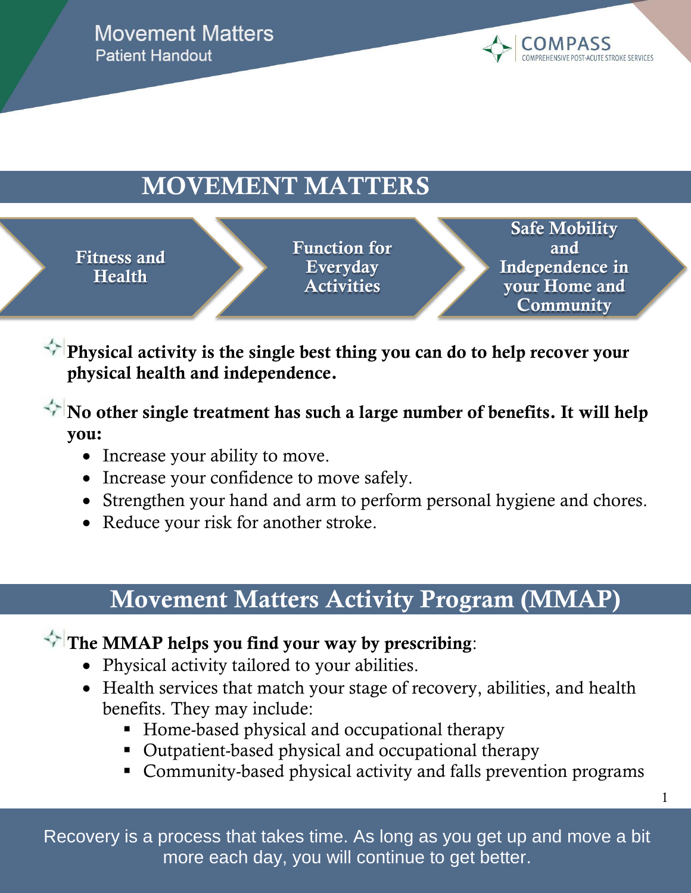# MOVEMENT MATTERS

**Fitness and Health** → **Function for Everyday Activities** → **Safe Mobility and Independence in your Home and Community**

**Physical activity is the single best thing you can do to help recover your physical health and independence.**

**No other single treatment has such a large number of benefits. It will help you:**

- Increase your ability to move.
- Increase your confidence to move safely.
- Strengthen your hand and arm to perform personal hygiene and chores.
- Reduce your risk for another stroke.

## Movement Matters Activity Program (MMAP)

**The MMAP helps you find your way by prescribing**:

- Physical activity tailored to your abilities.
- Health services that match your stage of recovery, abilities, and health benefits. They may include:
  - Home-based physical and occupational therapy
  - Outpatient-based physical and occupational therapy
  - Community-based physical activity and falls prevention programs

Recovery is a process that takes time. As long as you get up and move a bit more each day, you will continue to get better.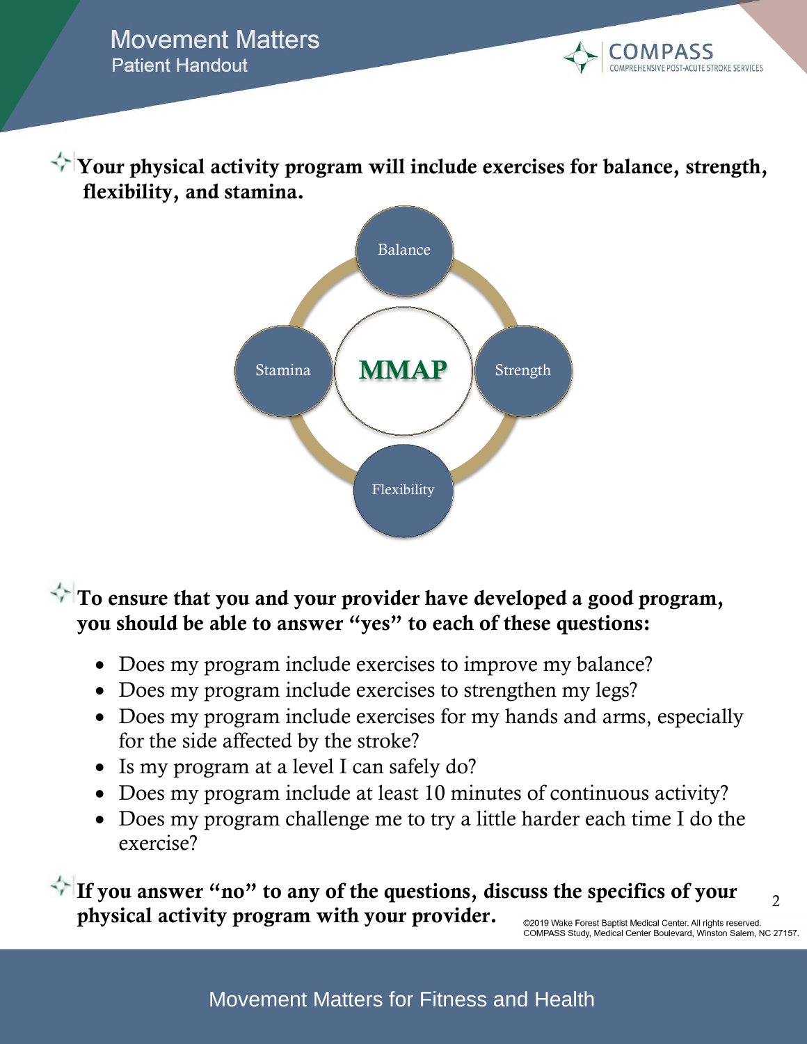Your physical activity program will include exercises for balance, strength, flexibility, and stamina.

Balance

Stamina

MMAP

Strength

Flexibility

**To ensure that you and your provider have developed a good program, you should be able to answer "yes" to each of these questions:**

- Does my program include exercises to improve my balance?
- Does my program include exercises to strengthen my legs?
- Does my program include exercises for my hands and arms, especially for the side affected by the stroke?
- Is my program at a level I can safely do?
- Does my program include at least 10 minutes of continuous activity?
- Does my program challenge me to try a little harder each time I do the exercise?

**If you answer "no" to any of the questions, discuss the specifics of your physical activity program with your provider.**

©2019 Wake Forest Baptist Medical Center. All rights reserved.
COMPASS Study, Medical Center Boulevard, Winston Salem, NC 27157.